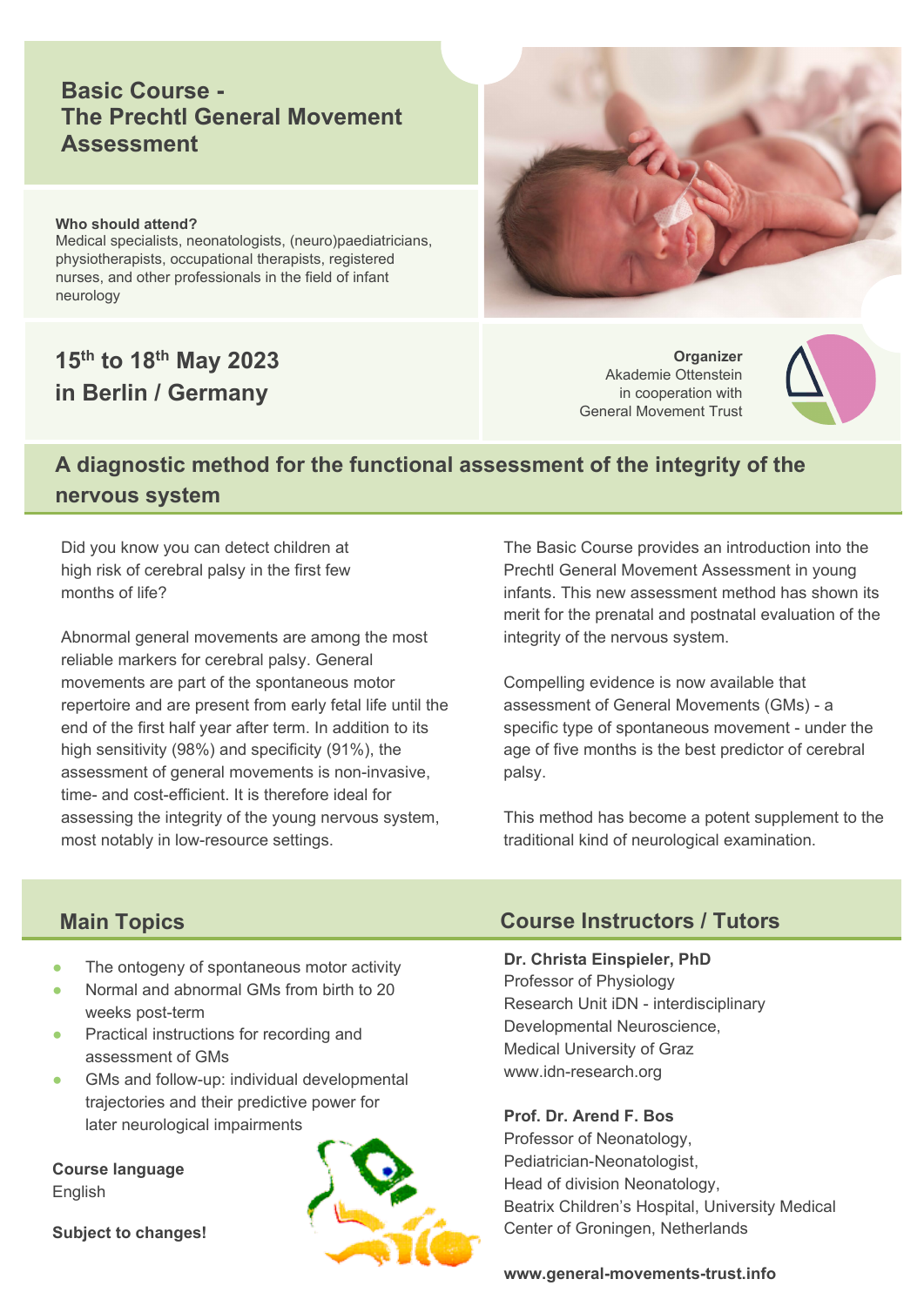# Basic Course - The Prechtl General Movement Assessment

**Who should attend?**
Medical specialists, neonatologists, (neuro)paediatricians, physiotherapists, occupational therapists, registered nurses, and other professionals in the field of infant neurology

## 15th to 18th May 2023 in Berlin / Germany

**Organizer**
Akademie Ottenstein
in cooperation with
General Movement Trust

## A diagnostic method for the functional assessment of the integrity of the nervous system

Did you know you can detect children at high risk of cerebral palsy in the first few months of life?

Abnormal general movements are among the most reliable markers for cerebral palsy. General movements are part of the spontaneous motor repertoire and are present from early fetal life until the end of the first half year after term. In addition to its high sensitivity (98%) and specificity (91%), the assessment of general movements is non-invasive, time- and cost-efficient. It is therefore ideal for assessing the integrity of the young nervous system, most notably in low-resource settings.

The Basic Course provides an introduction into the Prechtl General Movement Assessment in young infants. This new assessment method has shown its merit for the prenatal and postnatal evaluation of the integrity of the nervous system.

Compelling evidence is now available that assessment of General Movements (GMs) - a specific type of spontaneous movement - under the age of five months is the best predictor of cerebral palsy.

This method has become a potent supplement to the traditional kind of neurological examination.

## Main Topics

- The ontogeny of spontaneous motor activity
- Normal and abnormal GMs from birth to 20 weeks post-term
- Practical instructions for recording and assessment of GMs
- GMs and follow-up: individual developmental trajectories and their predictive power for later neurological impairments

**Course language**
English

**Subject to changes!**

## Course Instructors / Tutors

**Dr. Christa Einspieler, PhD**
Professor of Physiology
Research Unit iDN - interdisciplinary Developmental Neuroscience,
Medical University of Graz
www.idn-research.org

**Prof. Dr. Arend F. Bos**
Professor of Neonatology,
Pediatrician-Neonatologist,
Head of division Neonatology,
Beatrix Children's Hospital, University Medical Center of Groningen, Netherlands

**www.general-movements-trust.info**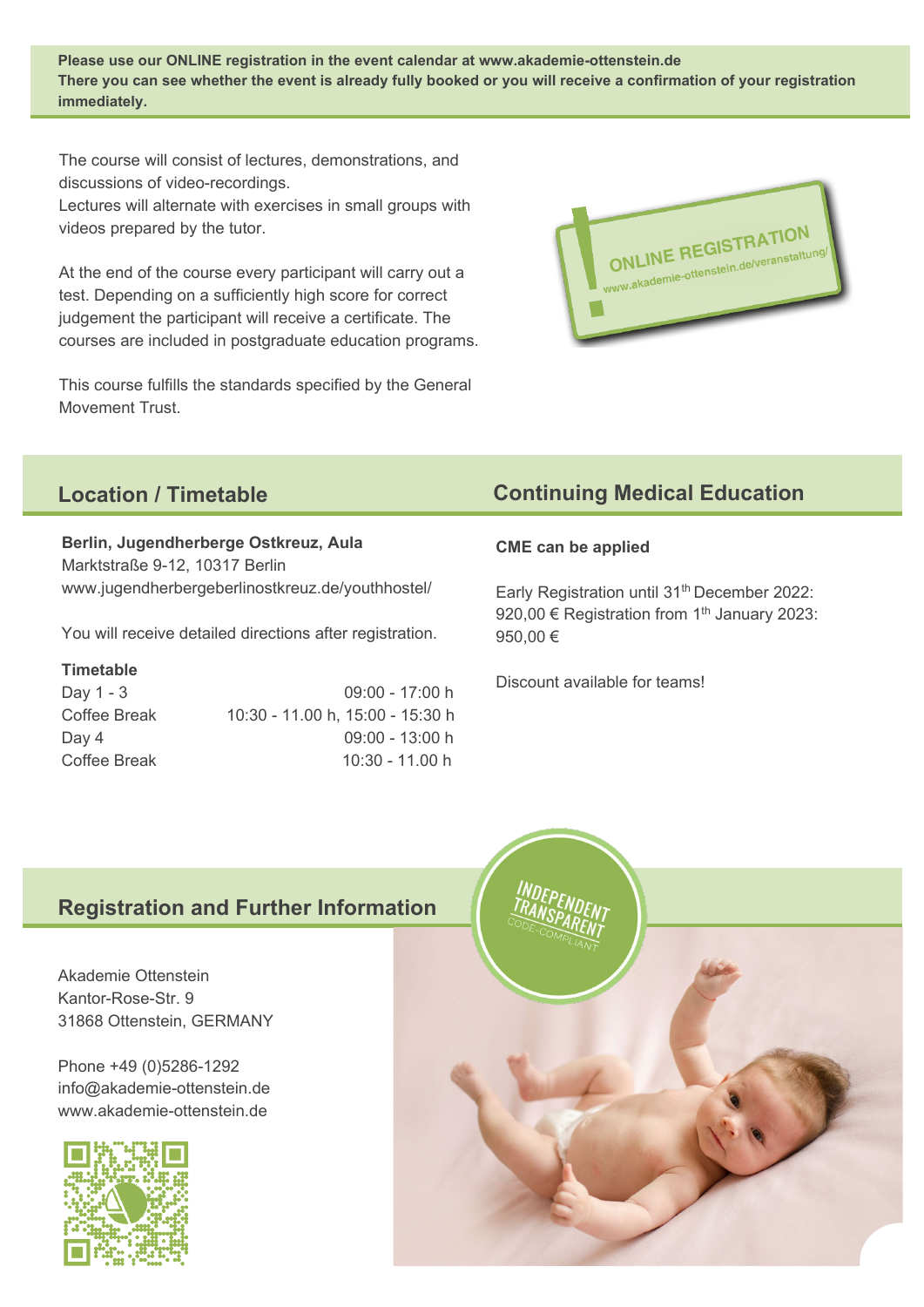**Please use our ONLINE registration in the event calendar at www.akademie-ottenstein.de**
**There you can see whether the event is already fully booked or you will receive a confirmation of your registration immediately.**

The course will consist of lectures, demonstrations, and discussions of video-recordings.
Lectures will alternate with exercises in small groups with videos prepared by the tutor.

At the end of the course every participant will carry out a test. Depending on a sufficiently high score for correct judgement the participant will receive a certificate. The courses are included in postgraduate education programs.

This course fulfills the standards specified by the General Movement Trust.

ONLINE REGISTRATION
www.akademie-ottenstein.de/veranstaltung/

## Location / Timetable

**Berlin, Jugendherberge Ostkreuz, Aula**
Marktstraße 9-12, 10317 Berlin
www.jugendherbergeberlinostkreuz.de/youthhostel/

You will receive detailed directions after registration.

**Timetable**

| | |
|---|---|
| Day 1 - 3 | 09:00 - 17:00 h |
| Coffee Break | 10:30 - 11.00 h, 15:00 - 15:30 h |
| Day 4 | 09:00 - 13:00 h |
| Coffee Break | 10:30 - 11.00 h |

## Continuing Medical Education

**CME can be applied**

Early Registration until 31th December 2022: 920,00 € Registration from 1th January 2023: 950,00 €

Discount available for teams!

## Registration and Further Information

Akademie Ottenstein
Kantor-Rose-Str. 9
31868 Ottenstein, GERMANY

Phone +49 (0)5286-1292
info@akademie-ottenstein.de
www.akademie-ottenstein.de

INDEPENDENT TRANSPARENT CODE-COMPLIANT